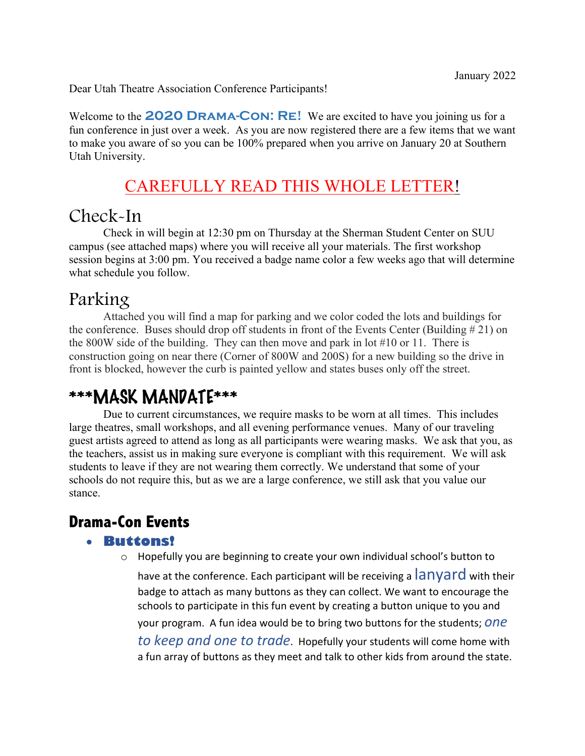January 2022

Dear Utah Theatre Association Conference Participants!

Welcome to the **2020 Drama-Con: Re!** We are excited to have you joining us for a fun conference in just over a week. As you are now registered there are a few items that we want to make you aware of so you can be 100% prepared when you arrive on January 20 at Southern Utah University.

## CAREFULLY READ THIS WHOLE LETTER!

## Check-In

Check in will begin at 12:30 pm on Thursday at the Sherman Student Center on SUU campus (see attached maps) where you will receive all your materials. The first workshop session begins at 3:00 pm. You received a badge name color a few weeks ago that will determine what schedule you follow.

## Parking

Attached you will find a map for parking and we color coded the lots and buildings for the conference. Buses should drop off students in front of the Events Center (Building # 21) on the 800W side of the building. They can then move and park in lot #10 or 11. There is construction going on near there (Corner of 800W and 200S) for a new building so the drive in front is blocked, however the curb is painted yellow and states buses only off the street.

## ***MASK MANDATE***

Due to current circumstances, we require masks to be worn at all times. This includes large theatres, small workshops, and all evening performance venues. Many of our traveling guest artists agreed to attend as long as all participants were wearing masks. We ask that you, as the teachers, assist us in making sure everyone is compliant with this requirement. We will ask students to leave if they are not wearing them correctly. We understand that some of your schools do not require this, but as we are a large conference, we still ask that you value our stance.

## Drama-Con Events

- **Buttons!**
  - Hopefully you are beginning to create your own individual school's button to have at the conference. Each participant will be receiving a lanyard with their badge to attach as many buttons as they can collect. We want to encourage the schools to participate in this fun event by creating a button unique to you and your program. A fun idea would be to bring two buttons for the students; *one to keep and one to trade*. Hopefully your students will come home with a fun array of buttons as they meet and talk to other kids from around the state.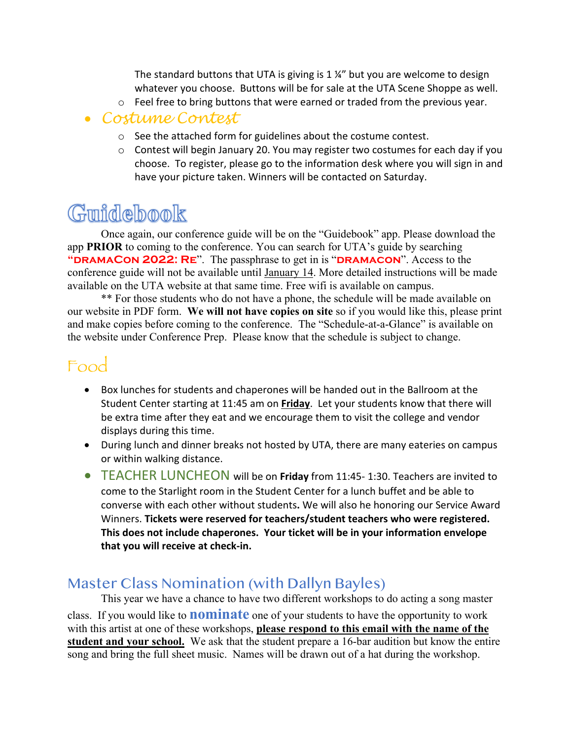The standard buttons that UTA is giving is 1 ¼" but you are welcome to design whatever you choose. Buttons will be for sale at the UTA Scene Shoppe as well.

- Feel free to bring buttons that were earned or traded from the previous year.

- *Costume Contest*
  - See the attached form for guidelines about the costume contest.
  - Contest will begin January 20. You may register two costumes for each day if you choose. To register, please go to the information desk where you will sign in and have your picture taken. Winners will be contacted on Saturday.

# Guidebook

Once again, our conference guide will be on the "Guidebook" app. Please download the app **PRIOR** to coming to the conference. You can search for UTA's guide by searching **"DRAMACON 2022: RE"**. The passphrase to get in is "**DRAMACON**". Access to the conference guide will not be available until January 14. More detailed instructions will be made available on the UTA website at that same time. Free wifi is available on campus.

** For those students who do not have a phone, the schedule will be made available on our website in PDF form. **We will not have copies on site** so if you would like this, please print and make copies before coming to the conference. The "Schedule-at-a-Glance" is available on the website under Conference Prep. Please know that the schedule is subject to change.

# Food

- Box lunches for students and chaperones will be handed out in the Ballroom at the Student Center starting at 11:45 am on **Friday**. Let your students know that there will be extra time after they eat and we encourage them to visit the college and vendor displays during this time.
- During lunch and dinner breaks not hosted by UTA, there are many eateries on campus or within walking distance.
- TEACHER LUNCHEON will be on **Friday** from 11:45- 1:30. Teachers are invited to come to the Starlight room in the Student Center for a lunch buffet and be able to converse with each other without students. We will also he honoring our Service Award Winners. **Tickets were reserved for teachers/student teachers who were registered. This does not include chaperones. Your ticket will be in your information envelope that you will receive at check-in.**

## Master Class Nomination (with Dallyn Bayles)

This year we have a chance to have two different workshops to do acting a song master class. If you would like to **nominate** one of your students to have the opportunity to work with this artist at one of these workshops, **please respond to this email with the name of the student and your school.** We ask that the student prepare a 16-bar audition but know the entire song and bring the full sheet music. Names will be drawn out of a hat during the workshop.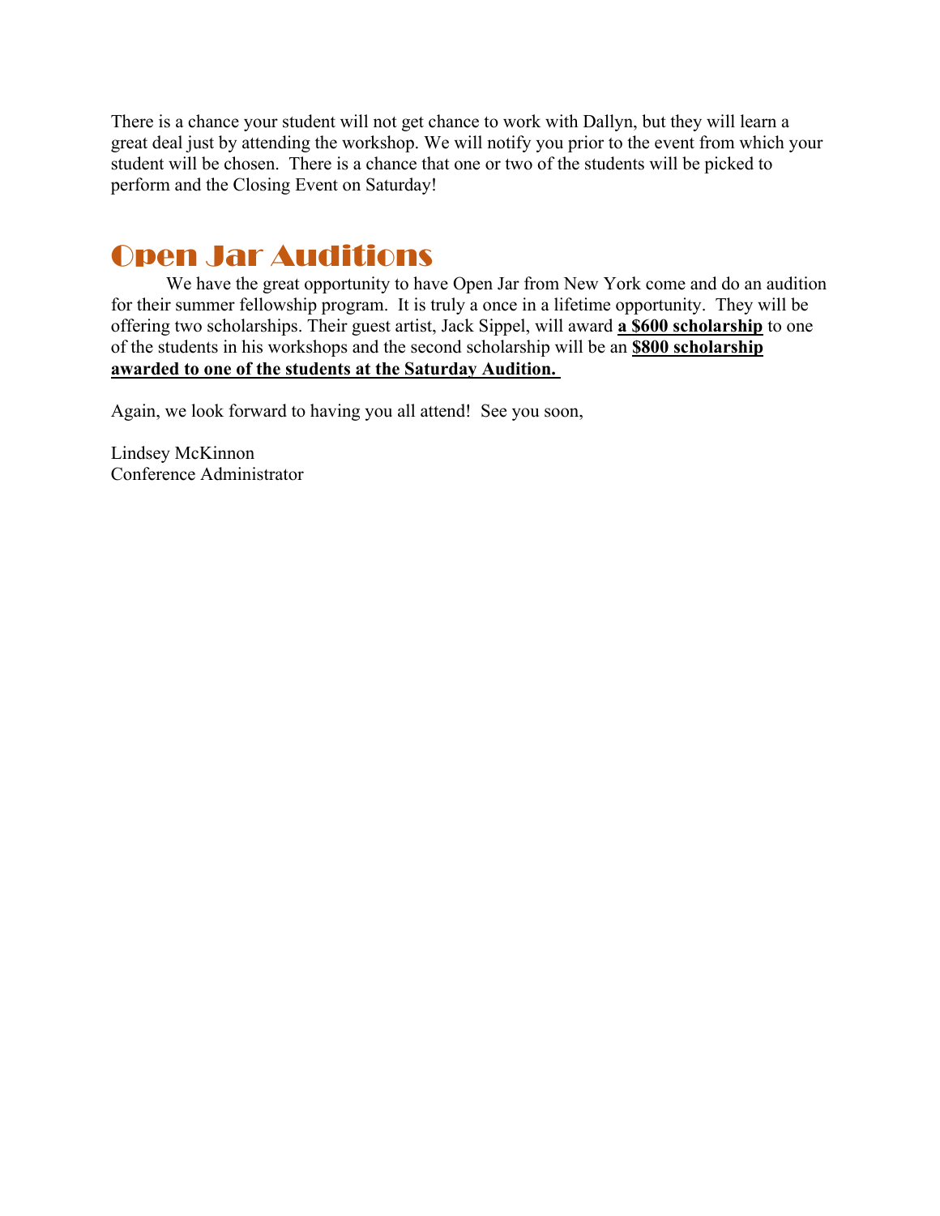There is a chance your student will not get chance to work with Dallyn, but they will learn a great deal just by attending the workshop. We will notify you prior to the event from which your student will be chosen. There is a chance that one or two of the students will be picked to perform and the Closing Event on Saturday!

## Open Jar Auditions

We have the great opportunity to have Open Jar from New York come and do an audition for their summer fellowship program. It is truly a once in a lifetime opportunity. They will be offering two scholarships. Their guest artist, Jack Sippel, will award **a $600 scholarship** to one of the students in his workshops and the second scholarship will be an **$800 scholarship awarded to one of the students at the Saturday Audition.**

Again, we look forward to having you all attend! See you soon,

Lindsey McKinnon
Conference Administrator